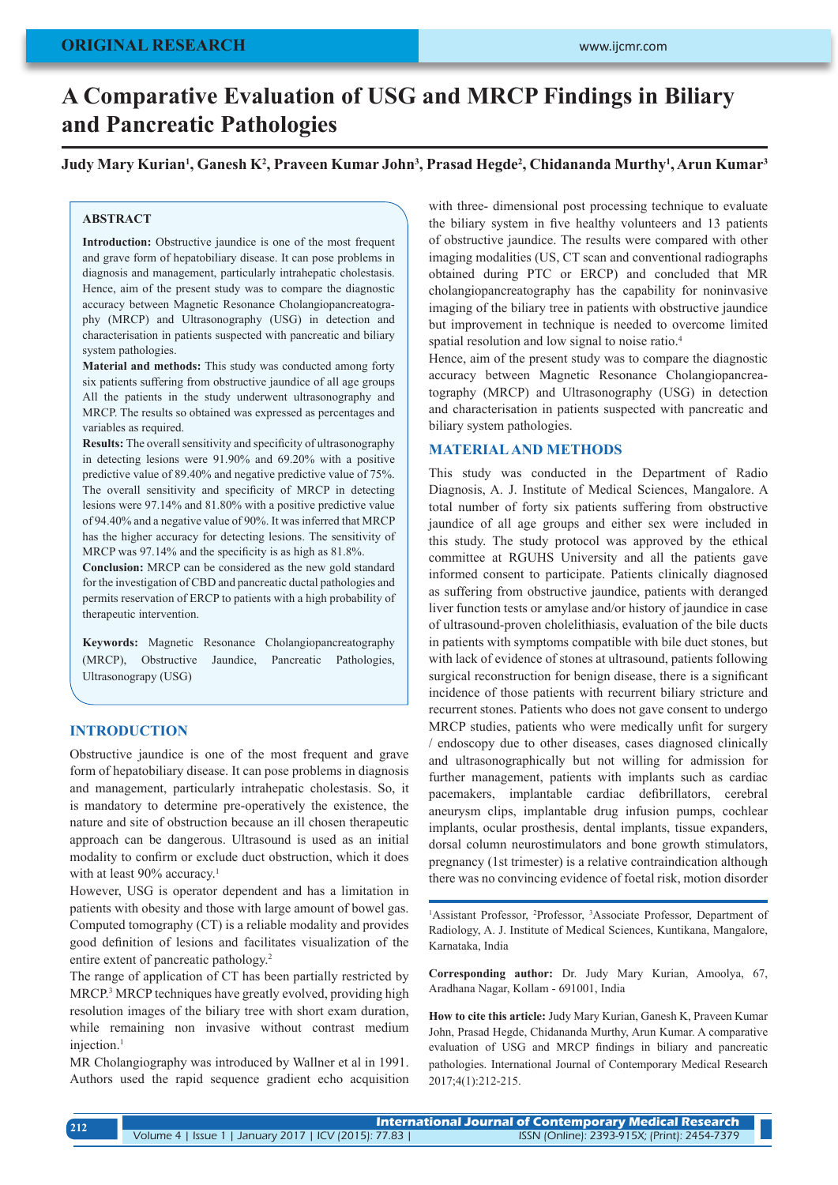ORIGINAL RESEARCH

# A Comparative Evaluation of USG and MRCP Findings in Biliary and Pancreatic Pathologies

**Judy Mary Kurian[1], Ganesh K[2], Praveen Kumar John[3], Prasad Hegde[2], Chidananda Murthy[1], Arun Kumar[3]**

## ABSTRACT

**Introduction:** Obstructive jaundice is one of the most frequent and grave form of hepatobiliary disease. It can pose problems in diagnosis and management, particularly intrahepatic cholestasis. Hence, aim of the present study was to compare the diagnostic accuracy between Magnetic Resonance Cholangiopancreatography (MRCP) and Ultrasonography (USG) in detection and characterisation in patients suspected with pancreatic and biliary system pathologies.

**Material and methods:** This study was conducted among forty six patients suffering from obstructive jaundice of all age groups All the patients in the study underwent ultrasonography and MRCP. The results so obtained was expressed as percentages and variables as required.

**Results:** The overall sensitivity and specificity of ultrasonography in detecting lesions were 91.90% and 69.20% with a positive predictive value of 89.40% and negative predictive value of 75%. The overall sensitivity and specificity of MRCP in detecting lesions were 97.14% and 81.80% with a positive predictive value of 94.40% and a negative value of 90%. It was inferred that MRCP has the higher accuracy for detecting lesions. The sensitivity of MRCP was 97.14% and the specificity is as high as 81.8%.

**Conclusion:** MRCP can be considered as the new gold standard for the investigation of CBD and pancreatic ductal pathologies and permits reservation of ERCP to patients with a high probability of therapeutic intervention.

**Keywords:** Magnetic Resonance Cholangiopancreatography (MRCP), Obstructive Jaundice, Pancreatic Pathologies, Ultrasonograpy (USG)

## INTRODUCTION

Obstructive jaundice is one of the most frequent and grave form of hepatobiliary disease. It can pose problems in diagnosis and management, particularly intrahepatic cholestasis. So, it is mandatory to determine pre-operatively the existence, the nature and site of obstruction because an ill chosen therapeutic approach can be dangerous. Ultrasound is used as an initial modality to confirm or exclude duct obstruction, which it does with at least 90% accuracy.[1]

However, USG is operator dependent and has a limitation in patients with obesity and those with large amount of bowel gas. Computed tomography (CT) is a reliable modality and provides good definition of lesions and facilitates visualization of the entire extent of pancreatic pathology.[2]

The range of application of CT has been partially restricted by MRCP.[3] MRCP techniques have greatly evolved, providing high resolution images of the biliary tree with short exam duration, while remaining non invasive without contrast medium injection.[1]

MR Cholangiography was introduced by Wallner et al in 1991. Authors used the rapid sequence gradient echo acquisition with three- dimensional post processing technique to evaluate the biliary system in five healthy volunteers and 13 patients of obstructive jaundice. The results were compared with other imaging modalities (US, CT scan and conventional radiographs obtained during PTC or ERCP) and concluded that MR cholangiopancreatography has the capability for noninvasive imaging of the biliary tree in patients with obstructive jaundice but improvement in technique is needed to overcome limited spatial resolution and low signal to noise ratio.[4]

Hence, aim of the present study was to compare the diagnostic accuracy between Magnetic Resonance Cholangiopancreatography (MRCP) and Ultrasonography (USG) in detection and characterisation in patients suspected with pancreatic and biliary system pathologies.

## MATERIAL AND METHODS

This study was conducted in the Department of Radio Diagnosis, A. J. Institute of Medical Sciences, Mangalore. A total number of forty six patients suffering from obstructive jaundice of all age groups and either sex were included in this study. The study protocol was approved by the ethical committee at RGUHS University and all the patients gave informed consent to participate. Patients clinically diagnosed as suffering from obstructive jaundice, patients with deranged liver function tests or amylase and/or history of jaundice in case of ultrasound-proven cholelithiasis, evaluation of the bile ducts in patients with symptoms compatible with bile duct stones, but with lack of evidence of stones at ultrasound, patients following surgical reconstruction for benign disease, there is a significant incidence of those patients with recurrent biliary stricture and recurrent stones. Patients who does not gave consent to undergo MRCP studies, patients who were medically unfit for surgery / endoscopy due to other diseases, cases diagnosed clinically and ultrasonographically but not willing for admission for further management, patients with implants such as cardiac pacemakers, implantable cardiac defibrillators, cerebral aneurysm clips, implantable drug infusion pumps, cochlear implants, ocular prosthesis, dental implants, tissue expanders, dorsal column neurostimulators and bone growth stimulators, pregnancy (1st trimester) is a relative contraindication although there was no convincing evidence of foetal risk, motion disorder

---

[1]Assistant Professor, [2]Professor, [3]Associate Professor, Department of Radiology, A. J. Institute of Medical Sciences, Kuntikana, Mangalore, Karnataka, India

**Corresponding author:** Dr. Judy Mary Kurian, Amoolya, 67, Aradhana Nagar, Kollam - 691001, India

**How to cite this article:** Judy Mary Kurian, Ganesh K, Praveen Kumar John, Prasad Hegde, Chidananda Murthy, Arun Kumar. A comparative evaluation of USG and MRCP findings in biliary and pancreatic pathologies. International Journal of Contemporary Medical Research 2017;4(1):212-215.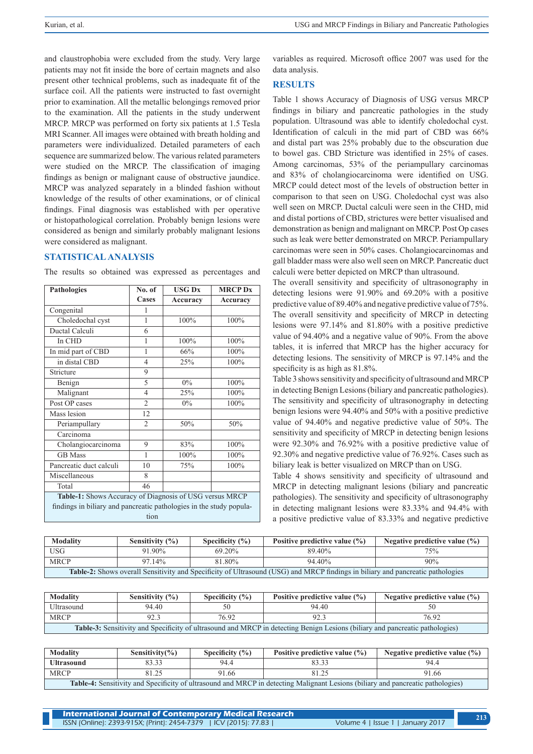and claustrophobia were excluded from the study. Very large patients may not fit inside the bore of certain magnets and also present other technical problems, such as inadequate fit of the surface coil. All the patients were instructed to fast overnight prior to examination. All the metallic belongings removed prior to the examination. All the patients in the study underwent MRCP. MRCP was performed on forty six patients at 1.5 Tesla MRI Scanner. All images were obtained with breath holding and parameters were individualized. Detailed parameters of each sequence are summarized below. The various related parameters were studied on the MRCP. The classification of imaging findings as benign or malignant cause of obstructive jaundice. MRCP was analyzed separately in a blinded fashion without knowledge of the results of other examinations, or of clinical findings. Final diagnosis was established with per operative or histopathological correlation. Probably benign lesions were considered as benign and similarly probably malignant lesions were considered as malignant.

## STATISTICAL ANALYSIS

The results so obtained was expressed as percentages and variables as required. Microsoft office 2007 was used for the data analysis.

| Pathologies | No. of Cases | USG Dx Accuracy | MRCP Dx Accuracy |
|---|---|---|---|
| Congenital | 1 | | |
| Choledochal cyst | 1 | 100% | 100% |
| Ductal Calculi | 6 | | |
| In CHD | 1 | 100% | 100% |
| In mid part of CBD | 1 | 66% | 100% |
| in distal CBD | 4 | 25% | 100% |
| Stricture | 9 | | |
| Benign | 5 | 0% | 100% |
| Malignant | 4 | 25% | 100% |
| Post OP cases | 2 | 0% | 100% |
| Mass lesion | 12 | | |
| Periampullary | 2 | 50% | 50% |
| Carcinoma | | | |
| Cholangiocarcinoma | 9 | 83% | 100% |
| GB Mass | 1 | 100% | 100% |
| Pancreatic duct calculi | 10 | 75% | 100% |
| Miscellaneous | 8 | | |
| Total | 46 | | |

**Table-1:** Shows Accuracy of Diagnosis of USG versus MRCP findings in biliary and pancreatic pathologies in the study population

## RESULTS

Table 1 shows Accuracy of Diagnosis of USG versus MRCP findings in biliary and pancreatic pathologies in the study population. Ultrasound was able to identify choledochal cyst. Identification of calculi in the mid part of CBD was 66% and distal part was 25% probably due to the obscuration due to bowel gas. CBD Stricture was identified in 25% of cases. Among carcinomas, 53% of the periampullary carcinomas and 83% of cholangiocarcinoma were identified on USG. MRCP could detect most of the levels of obstruction better in comparison to that seen on USG. Choledochal cyst was also well seen on MRCP. Ductal calculi were seen in the CHD, mid and distal portions of CBD, strictures were better visualised and demonstration as benign and malignant on MRCP. Post Op cases such as leak were better demonstrated on MRCP. Periampullary carcinomas were seen in 50% cases. Cholangiocarcinomas and gall bladder mass were also well seen on MRCP. Pancreatic duct calculi were better depicted on MRCP than ultrasound.

The overall sensitivity and specificity of ultrasonography in detecting lesions were 91.90% and 69.20% with a positive predictive value of 89.40% and negative predictive value of 75%. The overall sensitivity and specificity of MRCP in detecting lesions were 97.14% and 81.80% with a positive predictive value of 94.40% and a negative value of 90%. From the above tables, it is inferred that MRCP has the higher accuracy for detecting lesions. The sensitivity of MRCP is 97.14% and the specificity is as high as 81.8%.

Table 3 shows sensitivity and specificity of ultrasound and MRCP in detecting Benign Lesions (biliary and pancreatic pathologies). The sensitivity and specificity of ultrasonography in detecting benign lesions were 94.40% and 50% with a positive predictive value of 94.40% and negative predictive value of 50%. The sensitivity and specificity of MRCP in detecting benign lesions were 92.30% and 76.92% with a positive predictive value of 92.30% and negative predictive value of 76.92%. Cases such as biliary leak is better visualized on MRCP than on USG.

Table 4 shows sensitivity and specificity of ultrasound and MRCP in detecting malignant lesions (biliary and pancreatic pathologies). The sensitivity and specificity of ultrasonography in detecting malignant lesions were 83.33% and 94.4% with a positive predictive value of 83.33% and negative predictive

| Modality | Sensitivity (%) | Specificity (%) | Positive predictive value (%) | Negative predictive value (%) |
|---|---|---|---|---|
| USG | 91.90% | 69.20% | 89.40% | 75% |
| MRCP | 97.14% | 81.80% | 94.40% | 90% |

**Table-2:** Shows overall Sensitivity and Specificity of Ultrasound (USG) and MRCP findings in biliary and pancreatic pathologies

| Modality | Sensitivity (%) | Specificity (%) | Positive predictive value (%) | Negative predictive value (%) |
|---|---|---|---|---|
| Ultrasound | 94.40 | 50 | 94.40 | 50 |
| MRCP | 92.3 | 76.92 | 92.3 | 76.92 |

**Table-3:** Sensitivity and Specificity of ultrasound and MRCP in detecting Benign Lesions (biliary and pancreatic pathologies)

| Modality | Sensitivity(%) | Specificity (%) | Positive predictive value (%) | Negative predictive value (%) |
|---|---|---|---|---|
| **Ultrasound** | 83.33 | 94.4 | 83.33 | 94.4 |
| MRCP | 81.25 | 91.66 | 81.25 | 91.66 |

**Table-4:** Sensitivity and Specificity of ultrasound and MRCP in detecting Malignant Lesions (biliary and pancreatic pathologies)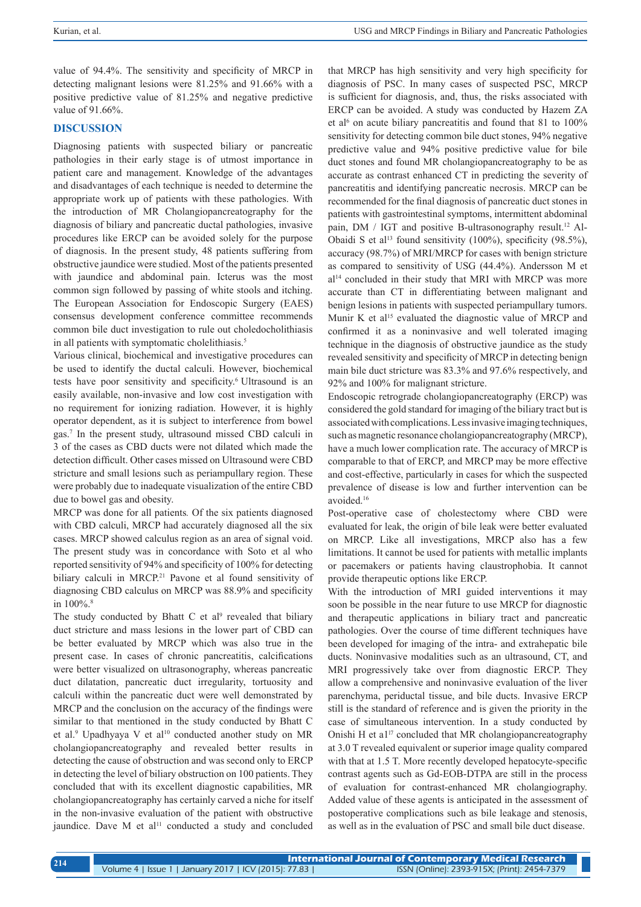value of 94.4%. The sensitivity and specificity of MRCP in detecting malignant lesions were 81.25% and 91.66% with a positive predictive value of 81.25% and negative predictive value of 91.66%.

## DISCUSSION

Diagnosing patients with suspected biliary or pancreatic pathologies in their early stage is of utmost importance in patient care and management. Knowledge of the advantages and disadvantages of each technique is needed to determine the appropriate work up of patients with these pathologies. With the introduction of MR Cholangiopancreatography for the diagnosis of biliary and pancreatic ductal pathologies, invasive procedures like ERCP can be avoided solely for the purpose of diagnosis. In the present study, 48 patients suffering from obstructive jaundice were studied. Most of the patients presented with jaundice and abdominal pain. Icterus was the most common sign followed by passing of white stools and itching. The European Association for Endoscopic Surgery (EAES) consensus development conference committee recommends common bile duct investigation to rule out choledocholithiasis in all patients with symptomatic cholelithiasis.[5]

Various clinical, biochemical and investigative procedures can be used to identify the ductal calculi. However, biochemical tests have poor sensitivity and specificity.[6] Ultrasound is an easily available, non-invasive and low cost investigation with no requirement for ionizing radiation. However, it is highly operator dependent, as it is subject to interference from bowel gas.[7] In the present study, ultrasound missed CBD calculi in 3 of the cases as CBD ducts were not dilated which made the detection difficult. Other cases missed on Ultrasound were CBD stricture and small lesions such as periampullary region. These were probably due to inadequate visualization of the entire CBD due to bowel gas and obesity.

MRCP was done for all patients*.* Of the six patients diagnosed with CBD calculi, MRCP had accurately diagnosed all the six cases. MRCP showed calculus region as an area of signal void. The present study was in concordance with Soto et al who reported sensitivity of 94% and specificity of 100% for detecting biliary calculi in MRCP.[21] Pavone et al found sensitivity of diagnosing CBD calculus on MRCP was 88.9% and specificity in 100%.[8]

The study conducted by Bhatt C et al[9] revealed that biliary duct stricture and mass lesions in the lower part of CBD can be better evaluated by MRCP which was also true in the present case. In cases of chronic pancreatitis, calcifications were better visualized on ultrasonography, whereas pancreatic duct dilatation, pancreatic duct irregularity, tortuosity and calculi within the pancreatic duct were well demonstrated by MRCP and the conclusion on the accuracy of the findings were similar to that mentioned in the study conducted by Bhatt C et al.[9] Upadhyaya V et al[10] conducted another study on MR cholangiopancreatography and revealed better results in detecting the cause of obstruction and was second only to ERCP in detecting the level of biliary obstruction on 100 patients. They concluded that with its excellent diagnostic capabilities, MR cholangiopancreatography has certainly carved a niche for itself in the non-invasive evaluation of the patient with obstructive jaundice. Dave M et al[11] conducted a study and concluded that MRCP has high sensitivity and very high specificity for diagnosis of PSC. In many cases of suspected PSC, MRCP is sufficient for diagnosis, and, thus, the risks associated with ERCP can be avoided. A study was conducted by Hazem ZA et al[6] on acute biliary pancreatitis and found that 81 to 100% sensitivity for detecting common bile duct stones, 94% negative predictive value and 94% positive predictive value for bile duct stones and found MR cholangiopancreatography to be as accurate as contrast enhanced CT in predicting the severity of pancreatitis and identifying pancreatic necrosis. MRCP can be recommended for the final diagnosis of pancreatic duct stones in patients with gastrointestinal symptoms, intermittent abdominal pain, DM / IGT and positive B-ultrasonography result.[12] Al-Obaidi S et al[13] found sensitivity (100%), specificity (98.5%), accuracy (98.7%) of MRI/MRCP for cases with benign stricture as compared to sensitivity of USG (44.4%). Andersson M et al[14] concluded in their study that MRI with MRCP was more accurate than CT in differentiating between malignant and benign lesions in patients with suspected periampullary tumors. Munir K et al[15] evaluated the diagnostic value of MRCP and confirmed it as a noninvasive and well tolerated imaging technique in the diagnosis of obstructive jaundice as the study revealed sensitivity and specificity of MRCP in detecting benign main bile duct stricture was 83.3% and 97.6% respectively, and 92% and 100% for malignant stricture.

Endoscopic retrograde cholangiopancreatography (ERCP) was considered the gold standard for imaging of the biliary tract but is associated with complications. Less invasive imaging techniques, such as magnetic resonance cholangiopancreatography (MRCP), have a much lower complication rate. The accuracy of MRCP is comparable to that of ERCP, and MRCP may be more effective and cost-effective, particularly in cases for which the suspected prevalence of disease is low and further intervention can be avoided.[16]

Post-operative case of cholestectomy where CBD were evaluated for leak, the origin of bile leak were better evaluated on MRCP. Like all investigations, MRCP also has a few limitations. It cannot be used for patients with metallic implants or pacemakers or patients having claustrophobia. It cannot provide therapeutic options like ERCP.

With the introduction of MRI guided interventions it may soon be possible in the near future to use MRCP for diagnostic and therapeutic applications in biliary tract and pancreatic pathologies. Over the course of time different techniques have been developed for imaging of the intra- and extrahepatic bile ducts. Noninvasive modalities such as an ultrasound, CT, and MRI progressively take over from diagnostic ERCP. They allow a comprehensive and noninvasive evaluation of the liver parenchyma, periductal tissue, and bile ducts. Invasive ERCP still is the standard of reference and is given the priority in the case of simultaneous intervention. In a study conducted by Onishi H et a1[17] concluded that MR cholangiopancreatography at 3.0 T revealed equivalent or superior image quality compared with that at 1.5 T. More recently developed hepatocyte-specific contrast agents such as Gd-EOB-DTPA are still in the process of evaluation for contrast-enhanced MR cholangiography. Added value of these agents is anticipated in the assessment of postoperative complications such as bile leakage and stenosis, as well as in the evaluation of PSC and small bile duct disease.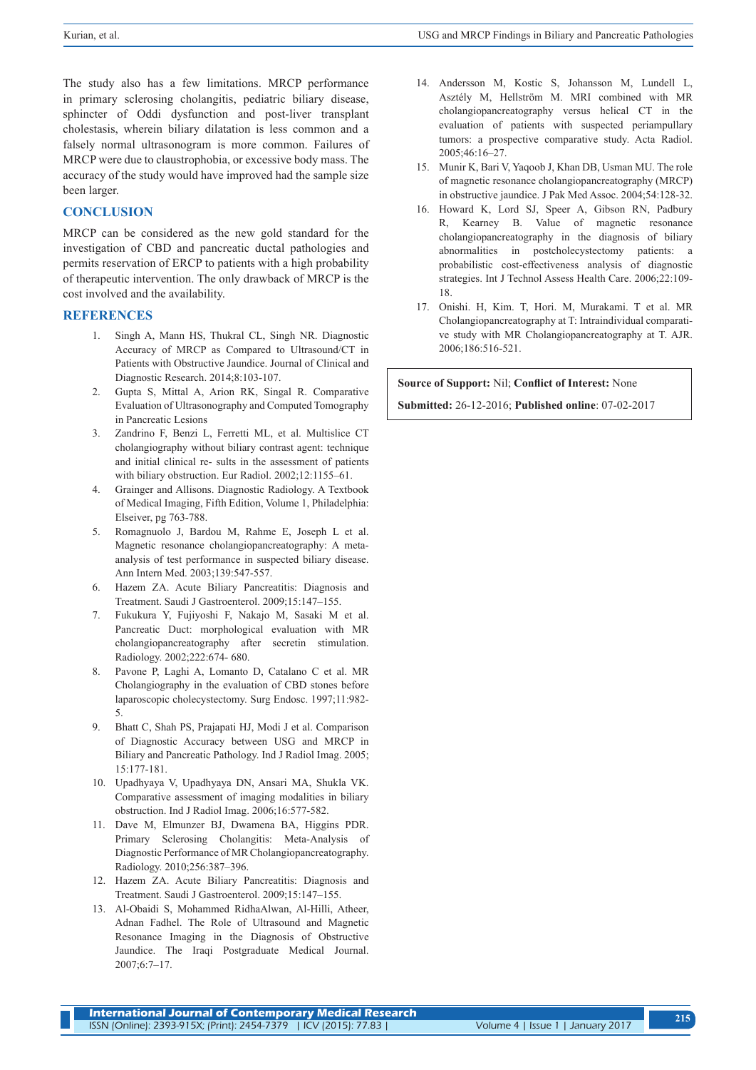The study also has a few limitations. MRCP performance in primary sclerosing cholangitis, pediatric biliary disease, sphincter of Oddi dysfunction and post-liver transplant cholestasis, wherein biliary dilatation is less common and a falsely normal ultrasonogram is more common. Failures of MRCP were due to claustrophobia, or excessive body mass. The accuracy of the study would have improved had the sample size been larger.

## CONCLUSION

MRCP can be considered as the new gold standard for the investigation of CBD and pancreatic ductal pathologies and permits reservation of ERCP to patients with a high probability of therapeutic intervention. The only drawback of MRCP is the cost involved and the availability.

## REFERENCES

1. Singh A, Mann HS, Thukral CL, Singh NR. Diagnostic Accuracy of MRCP as Compared to Ultrasound/CT in Patients with Obstructive Jaundice. Journal of Clinical and Diagnostic Research. 2014;8:103-107.
2. Gupta S, Mittal A, Arion RK, Singal R. Comparative Evaluation of Ultrasonography and Computed Tomography in Pancreatic Lesions
3. Zandrino F, Benzi L, Ferretti ML, et al. Multislice CT cholangiography without biliary contrast agent: technique and initial clinical re- sults in the assessment of patients with biliary obstruction. Eur Radiol. 2002;12:1155–61.
4. Grainger and Allisons. Diagnostic Radiology. A Textbook of Medical Imaging, Fifth Edition, Volume 1, Philadelphia: Elseiver, pg 763-788.
5. Romagnuolo J, Bardou M, Rahme E, Joseph L et al. Magnetic resonance cholangiopancreatography: A meta-analysis of test performance in suspected biliary disease. Ann Intern Med. 2003;139:547-557.
6. Hazem ZA. Acute Biliary Pancreatitis: Diagnosis and Treatment. Saudi J Gastroenterol. 2009;15:147–155.
7. Fukukura Y, Fujiyoshi F, Nakajo M, Sasaki M et al. Pancreatic Duct: morphological evaluation with MR cholangiopancreatography after secretin stimulation. Radiology. 2002;222:674- 680.
8. Pavone P, Laghi A, Lomanto D, Catalano C et al. MR Cholangiography in the evaluation of CBD stones before laparoscopic cholecystectomy. Surg Endosc. 1997;11:982-5.
9. Bhatt C, Shah PS, Prajapati HJ, Modi J et al. Comparison of Diagnostic Accuracy between USG and MRCP in Biliary and Pancreatic Pathology. Ind J Radiol Imag. 2005; 15:177-181.
10. Upadhyaya V, Upadhyaya DN, Ansari MA, Shukla VK. Comparative assessment of imaging modalities in biliary obstruction. Ind J Radiol Imag. 2006;16:577-582.
11. Dave M, Elmunzer BJ, Dwamena BA, Higgins PDR. Primary Sclerosing Cholangitis: Meta-Analysis of Diagnostic Performance of MR Cholangiopancreatography. Radiology. 2010;256:387–396.
12. Hazem ZA. Acute Biliary Pancreatitis: Diagnosis and Treatment. Saudi J Gastroenterol. 2009;15:147–155.
13. Al-Obaidi S, Mohammed RidhaAlwan, Al-Hilli, Atheer, Adnan Fadhel. The Role of Ultrasound and Magnetic Resonance Imaging in the Diagnosis of Obstructive Jaundice. The Iraqi Postgraduate Medical Journal. 2007;6:7–17.
14. Andersson M, Kostic S, Johansson M, Lundell L, Asztély M, Hellström M. MRI combined with MR cholangiopancreatography versus helical CT in the evaluation of patients with suspected periampullary tumors: a prospective comparative study. Acta Radiol. 2005;46:16–27.
15. Munir K, Bari V, Yaqoob J, Khan DB, Usman MU. The role of magnetic resonance cholangiopancreatography (MRCP) in obstructive jaundice. J Pak Med Assoc. 2004;54:128-32.
16. Howard K, Lord SJ, Speer A, Gibson RN, Padbury R, Kearney B. Value of magnetic resonance cholangiopancreatography in the diagnosis of biliary abnormalities in postcholecystectomy patients: a probabilistic cost-effectiveness analysis of diagnostic strategies. Int J Technol Assess Health Care. 2006;22:109-18.
17. Onishi. H, Kim. T, Hori. M, Murakami. T et al. MR Cholangiopancreatography at T: Intraindividual comparative study with MR Cholangiopancreatography at T. AJR. 2006;186:516-521.

**Source of Support:** Nil; **Conflict of Interest:** None

**Submitted:** 26-12-2016; **Published online**: 07-02-2017